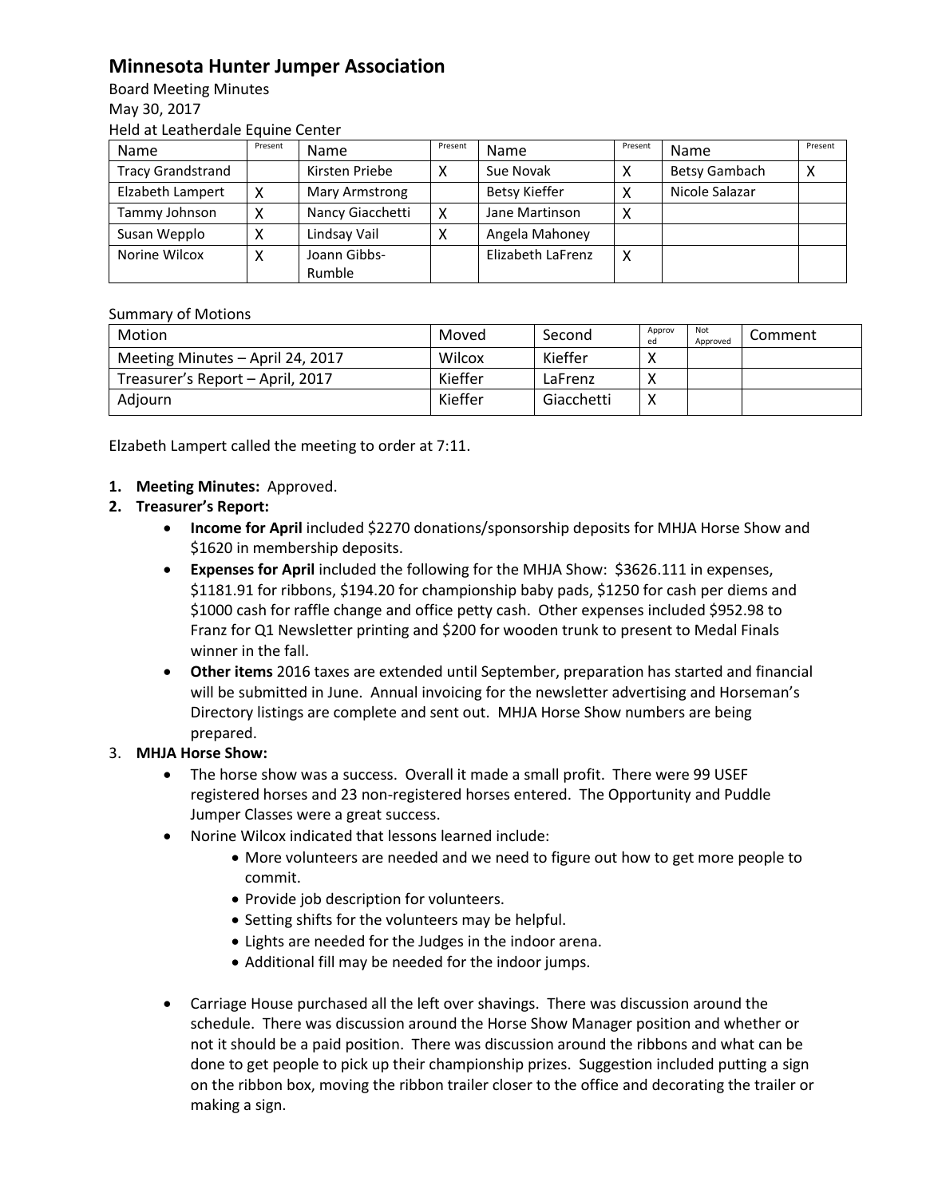# Minnesota Hunter Jumper Association

Board Meeting Minutes
May 30, 2017
Held at Leatherdale Equine Center

| Name | Present | Name | Present | Name | Present | Name | Present |
|---|---|---|---|---|---|---|---|
| Tracy Grandstrand | | Kirsten Priebe | X | Sue Novak | X | Betsy Gambach | X |
| Elizabeth Lampert | X | Mary Armstrong | | Betsy Kieffer | X | Nicole Salazar | |
| Tammy Johnson | X | Nancy Giacchetti | X | Jane Martinson | X | | |
| Susan Wepplo | X | Lindsay Vail | X | Angela Mahoney | | | |
| Norine Wilcox | X | Joann Gibbs-Rumble | | Elizabeth LaFrenz | X | | |

Summary of Motions

| Motion | Moved | Second | Approved | Not Approved | Comment |
|---|---|---|---|---|---|
| Meeting Minutes – April 24, 2017 | Wilcox | Kieffer | X | | |
| Treasurer's Report – April, 2017 | Kieffer | LaFrenz | X | | |
| Adjourn | Kieffer | Giacchetti | X | | |

Elzabeth Lampert called the meeting to order at 7:11.

1. **Meeting Minutes:** Approved.
2. **Treasurer's Report:**
   - **Income for April** included $2270 donations/sponsorship deposits for MHJA Horse Show and $1620 in membership deposits.
   - **Expenses for April** included the following for the MHJA Show: $3626.111 in expenses, $1181.91 for ribbons, $194.20 for championship baby pads, $1250 for cash per diems and $1000 cash for raffle change and office petty cash. Other expenses included $952.98 to Franz for Q1 Newsletter printing and $200 for wooden trunk to present to Medal Finals winner in the fall.
   - **Other items** 2016 taxes are extended until September, preparation has started and financial will be submitted in June. Annual invoicing for the newsletter advertising and Horseman's Directory listings are complete and sent out. MHJA Horse Show numbers are being prepared.
3. **MHJA Horse Show:**
   - The horse show was a success. Overall it made a small profit. There were 99 USEF registered horses and 23 non-registered horses entered. The Opportunity and Puddle Jumper Classes were a great success.
   - Norine Wilcox indicated that lessons learned include:
     - More volunteers are needed and we need to figure out how to get more people to commit.
     - Provide job description for volunteers.
     - Setting shifts for the volunteers may be helpful.
     - Lights are needed for the Judges in the indoor arena.
     - Additional fill may be needed for the indoor jumps.
   - Carriage House purchased all the left over shavings. There was discussion around the schedule. There was discussion around the Horse Show Manager position and whether or not it should be a paid position. There was discussion around the ribbons and what can be done to get people to pick up their championship prizes. Suggestion included putting a sign on the ribbon box, moving the ribbon trailer closer to the office and decorating the trailer or making a sign.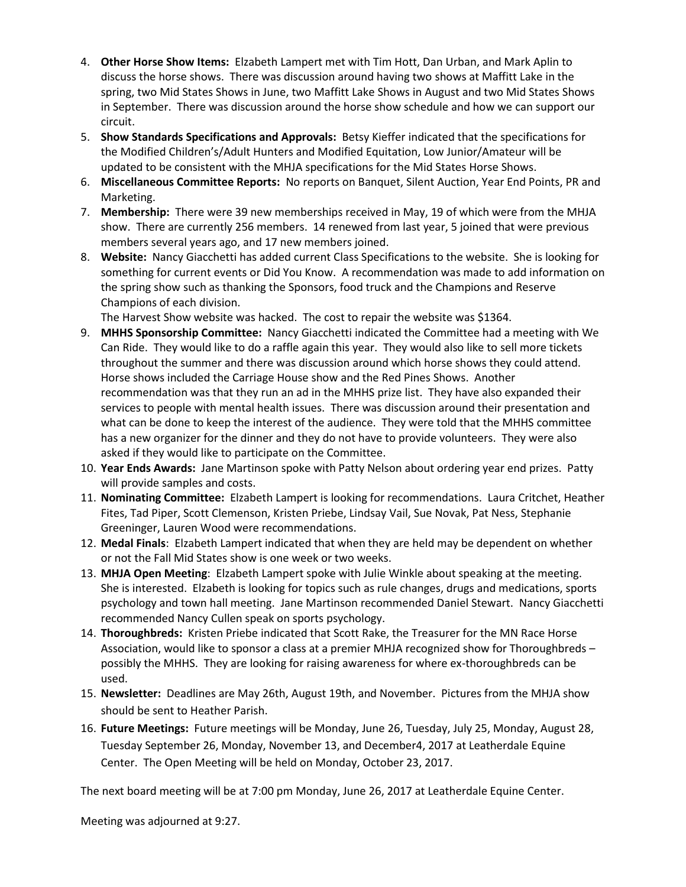4. **Other Horse Show Items:** Elzabeth Lampert met with Tim Hott, Dan Urban, and Mark Aplin to discuss the horse shows. There was discussion around having two shows at Maffitt Lake in the spring, two Mid States Shows in June, two Maffitt Lake Shows in August and two Mid States Shows in September. There was discussion around the horse show schedule and how we can support our circuit.
5. **Show Standards Specifications and Approvals:** Betsy Kieffer indicated that the specifications for the Modified Children's/Adult Hunters and Modified Equitation, Low Junior/Amateur will be updated to be consistent with the MHJA specifications for the Mid States Horse Shows.
6. **Miscellaneous Committee Reports:** No reports on Banquet, Silent Auction, Year End Points, PR and Marketing.
7. **Membership:** There were 39 new memberships received in May, 19 of which were from the MHJA show. There are currently 256 members. 14 renewed from last year, 5 joined that were previous members several years ago, and 17 new members joined.
8. **Website:** Nancy Giacchetti has added current Class Specifications to the website. She is looking for something for current events or Did You Know. A recommendation was made to add information on the spring show such as thanking the Sponsors, food truck and the Champions and Reserve Champions of each division.
   The Harvest Show website was hacked. The cost to repair the website was $1364.
9. **MHHS Sponsorship Committee:** Nancy Giacchetti indicated the Committee had a meeting with We Can Ride. They would like to do a raffle again this year. They would also like to sell more tickets throughout the summer and there was discussion around which horse shows they could attend. Horse shows included the Carriage House show and the Red Pines Shows. Another recommendation was that they run an ad in the MHHS prize list. They have also expanded their services to people with mental health issues. There was discussion around their presentation and what can be done to keep the interest of the audience. They were told that the MHHS committee has a new organizer for the dinner and they do not have to provide volunteers. They were also asked if they would like to participate on the Committee.
10. **Year Ends Awards:** Jane Martinson spoke with Patty Nelson about ordering year end prizes. Patty will provide samples and costs.
11. **Nominating Committee:** Elzabeth Lampert is looking for recommendations. Laura Critchet, Heather Fites, Tad Piper, Scott Clemenson, Kristen Priebe, Lindsay Vail, Sue Novak, Pat Ness, Stephanie Greeninger, Lauren Wood were recommendations.
12. **Medal Finals**: Elzabeth Lampert indicated that when they are held may be dependent on whether or not the Fall Mid States show is one week or two weeks.
13. **MHJA Open Meeting**: Elzabeth Lampert spoke with Julie Winkle about speaking at the meeting. She is interested. Elzabeth is looking for topics such as rule changes, drugs and medications, sports psychology and town hall meeting. Jane Martinson recommended Daniel Stewart. Nancy Giacchetti recommended Nancy Cullen speak on sports psychology.
14. **Thoroughbreds:** Kristen Priebe indicated that Scott Rake, the Treasurer for the MN Race Horse Association, would like to sponsor a class at a premier MHJA recognized show for Thoroughbreds – possibly the MHHS. They are looking for raising awareness for where ex-thoroughbreds can be used.
15. **Newsletter:** Deadlines are May 26th, August 19th, and November. Pictures from the MHJA show should be sent to Heather Parish.
16. **Future Meetings:** Future meetings will be Monday, June 26, Tuesday, July 25, Monday, August 28, Tuesday September 26, Monday, November 13, and December4, 2017 at Leatherdale Equine Center. The Open Meeting will be held on Monday, October 23, 2017.

The next board meeting will be at 7:00 pm Monday, June 26, 2017 at Leatherdale Equine Center.

Meeting was adjourned at 9:27.